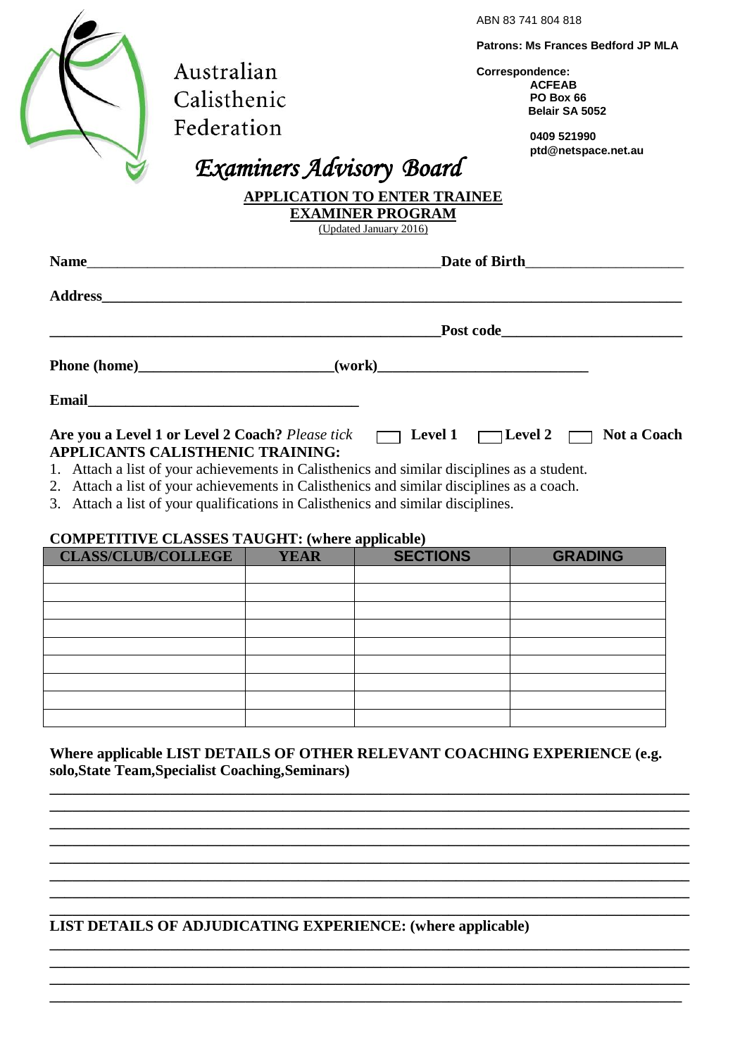Australian Calisthenic Federation

ABN 83 741 804 818

**Patrons: Ms Frances Bedford JP MLA**

**Correspondence:**
**ACFEAB**
**PO Box 66**
**Belair SA 5052**

**0409 521990**
**ptd@netspace.net.au**

# *Examiners Advisory Board*

## APPLICATION TO ENTER TRAINEE EXAMINER PROGRAM

(Updated January 2016)

**Name**\_\_\_\_\_\_\_\_\_\_\_\_\_\_\_\_\_\_\_\_\_\_\_\_\_\_\_\_\_\_\_\_\_\_\_\_\_\_\_\_\_\_\_\_\_\_\_\_**Date of Birth**\_\_\_\_\_\_\_\_\_\_\_\_\_\_\_\_\_\_\_\_\_\_

**Address**\_\_\_\_\_\_\_\_\_\_\_\_\_\_\_\_\_\_\_\_\_\_\_\_\_\_\_\_\_\_\_\_\_\_\_\_\_\_\_\_\_\_\_\_\_\_\_\_\_\_\_\_\_\_\_\_\_\_\_\_\_\_\_\_\_\_\_\_\_\_\_\_\_\_\_\_\_\_

\_\_\_\_\_\_\_\_\_\_\_\_\_\_\_\_\_\_\_\_\_\_\_\_\_\_\_\_\_\_\_\_\_\_\_\_\_\_\_\_\_\_\_\_\_\_\_\_\_\_\_\_\_\_**Post code**\_\_\_\_\_\_\_\_\_\_\_\_\_\_\_\_\_\_\_\_\_\_\_\_\_\_

**Phone (home)**\_\_\_\_\_\_\_\_\_\_\_\_\_\_\_\_\_\_\_\_\_\_\_\_\_\_**(work)**\_\_\_\_\_\_\_\_\_\_\_\_\_\_\_\_\_\_\_\_\_\_\_\_\_\_\_\_\_\_

**Email**\_\_\_\_\_\_\_\_\_\_\_\_\_\_\_\_\_\_\_\_\_\_\_\_\_\_\_\_\_\_\_\_\_\_\_\_\_\_

**Are you a Level 1 or Level 2 Coach?** *Please tick* ☐ **Level 1** ☐ **Level 2** ☐ **Not a Coach**

**APPLICANTS CALISTHENIC TRAINING:**

1. Attach a list of your achievements in Calisthenics and similar disciplines as a student.
2. Attach a list of your achievements in Calisthenics and similar disciplines as a coach.
3. Attach a list of your qualifications in Calisthenics and similar disciplines.

**COMPETITIVE CLASSES TAUGHT: (where applicable)**

| CLASS/CLUB/COLLEGE | YEAR | SECTIONS | GRADING |
|---|---|---|---|
| | | | |
| | | | |
| | | | |
| | | | |
| | | | |
| | | | |
| | | | |
| | | | |
| | | | |

**Where applicable LIST DETAILS OF OTHER RELEVANT COACHING EXPERIENCE (e.g. solo,State Team,Specialist Coaching,Seminars)**

\_\_\_\_\_\_\_\_\_\_\_\_\_\_\_\_\_\_\_\_\_\_\_\_\_\_\_\_\_\_\_\_\_\_\_\_\_\_\_\_\_\_\_\_\_\_\_\_\_\_\_\_\_\_\_\_\_\_\_\_\_\_\_\_\_\_\_\_\_\_\_\_\_\_\_\_\_\_\_\_\_\_\_\_\_\_

\_\_\_\_\_\_\_\_\_\_\_\_\_\_\_\_\_\_\_\_\_\_\_\_\_\_\_\_\_\_\_\_\_\_\_\_\_\_\_\_\_\_\_\_\_\_\_\_\_\_\_\_\_\_\_\_\_\_\_\_\_\_\_\_\_\_\_\_\_\_\_\_\_\_\_\_\_\_\_\_\_\_\_\_\_\_

\_\_\_\_\_\_\_\_\_\_\_\_\_\_\_\_\_\_\_\_\_\_\_\_\_\_\_\_\_\_\_\_\_\_\_\_\_\_\_\_\_\_\_\_\_\_\_\_\_\_\_\_\_\_\_\_\_\_\_\_\_\_\_\_\_\_\_\_\_\_\_\_\_\_\_\_\_\_\_\_\_\_\_\_\_\_

\_\_\_\_\_\_\_\_\_\_\_\_\_\_\_\_\_\_\_\_\_\_\_\_\_\_\_\_\_\_\_\_\_\_\_\_\_\_\_\_\_\_\_\_\_\_\_\_\_\_\_\_\_\_\_\_\_\_\_\_\_\_\_\_\_\_\_\_\_\_\_\_\_\_\_\_\_\_\_\_\_\_\_\_\_\_

\_\_\_\_\_\_\_\_\_\_\_\_\_\_\_\_\_\_\_\_\_\_\_\_\_\_\_\_\_\_\_\_\_\_\_\_\_\_\_\_\_\_\_\_\_\_\_\_\_\_\_\_\_\_\_\_\_\_\_\_\_\_\_\_\_\_\_\_\_\_\_\_\_\_\_\_\_\_\_\_\_\_\_\_\_\_

\_\_\_\_\_\_\_\_\_\_\_\_\_\_\_\_\_\_\_\_\_\_\_\_\_\_\_\_\_\_\_\_\_\_\_\_\_\_\_\_\_\_\_\_\_\_\_\_\_\_\_\_\_\_\_\_\_\_\_\_\_\_\_\_\_\_\_\_\_\_\_\_\_\_\_\_\_\_\_\_\_\_\_\_\_\_

\_\_\_\_\_\_\_\_\_\_\_\_\_\_\_\_\_\_\_\_\_\_\_\_\_\_\_\_\_\_\_\_\_\_\_\_\_\_\_\_\_\_\_\_\_\_\_\_\_\_\_\_\_\_\_\_\_\_\_\_\_\_\_\_\_\_\_\_\_\_\_\_\_\_\_\_\_\_\_\_\_\_\_\_\_\_

\_\_\_\_\_\_\_\_\_\_\_\_\_\_\_\_\_\_\_\_\_\_\_\_\_\_\_\_\_\_\_\_\_\_\_\_\_\_\_\_\_\_\_\_\_\_\_\_\_\_\_\_\_\_\_\_\_\_\_\_\_\_\_\_\_\_\_\_\_\_\_\_\_\_\_\_\_\_\_\_\_\_\_\_\_\_

**LIST DETAILS OF ADJUDICATING EXPERIENCE: (where applicable)**

\_\_\_\_\_\_\_\_\_\_\_\_\_\_\_\_\_\_\_\_\_\_\_\_\_\_\_\_\_\_\_\_\_\_\_\_\_\_\_\_\_\_\_\_\_\_\_\_\_\_\_\_\_\_\_\_\_\_\_\_\_\_\_\_\_\_\_\_\_\_\_\_\_\_\_\_\_\_\_\_\_\_\_\_\_\_

\_\_\_\_\_\_\_\_\_\_\_\_\_\_\_\_\_\_\_\_\_\_\_\_\_\_\_\_\_\_\_\_\_\_\_\_\_\_\_\_\_\_\_\_\_\_\_\_\_\_\_\_\_\_\_\_\_\_\_\_\_\_\_\_\_\_\_\_\_\_\_\_\_\_\_\_\_\_\_\_\_\_\_\_\_\_

\_\_\_\_\_\_\_\_\_\_\_\_\_\_\_\_\_\_\_\_\_\_\_\_\_\_\_\_\_\_\_\_\_\_\_\_\_\_\_\_\_\_\_\_\_\_\_\_\_\_\_\_\_\_\_\_\_\_\_\_\_\_\_\_\_\_\_\_\_\_\_\_\_\_\_\_\_\_\_\_\_\_\_\_\_\_

\_\_\_\_\_\_\_\_\_\_\_\_\_\_\_\_\_\_\_\_\_\_\_\_\_\_\_\_\_\_\_\_\_\_\_\_\_\_\_\_\_\_\_\_\_\_\_\_\_\_\_\_\_\_\_\_\_\_\_\_\_\_\_\_\_\_\_\_\_\_\_\_\_\_\_\_\_\_\_\_\_\_\_\_\_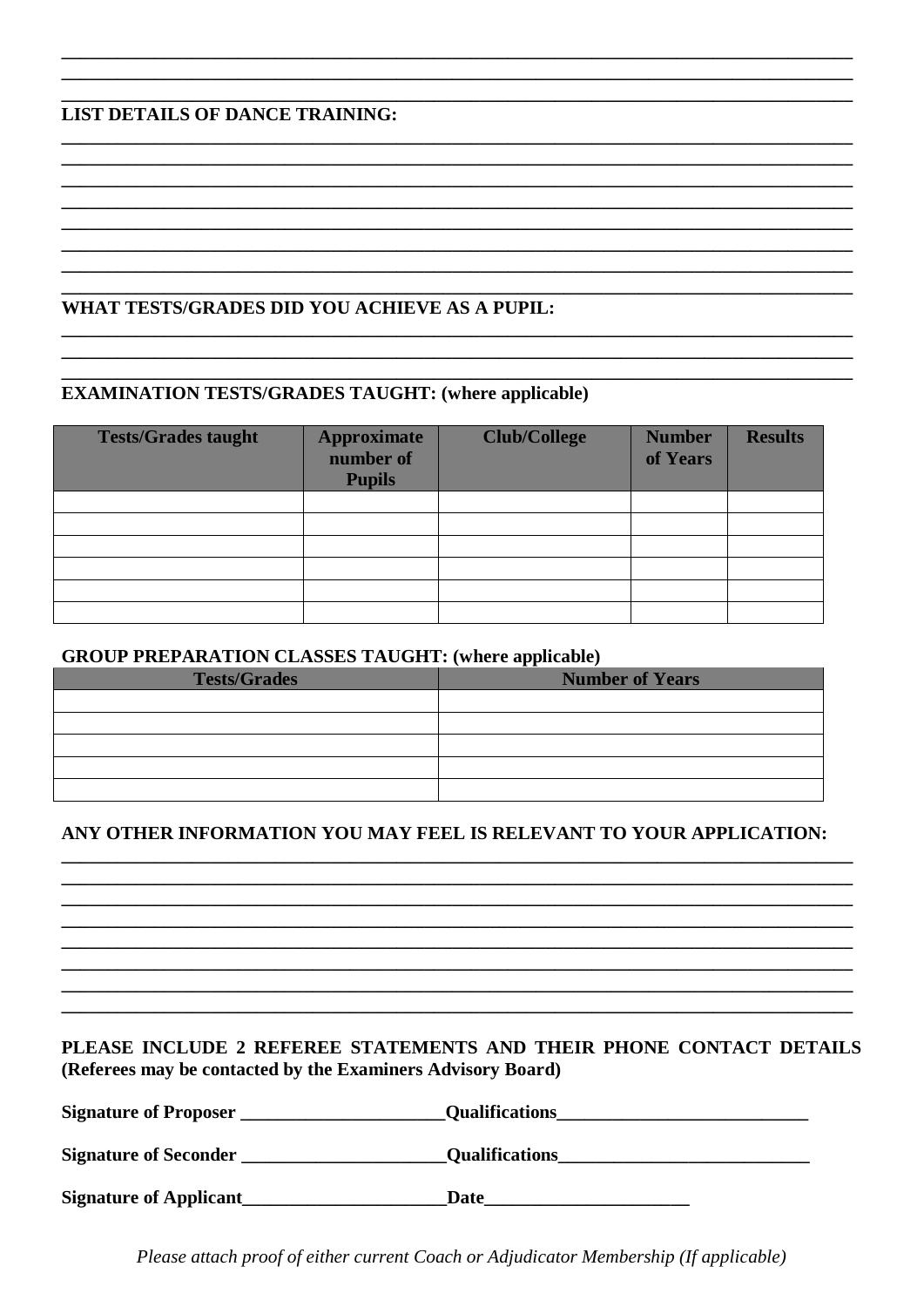**LIST DETAILS OF DANCE TRAINING:**

**WHAT TESTS/GRADES DID YOU ACHIEVE AS A PUPIL:**

**EXAMINATION TESTS/GRADES TAUGHT: (where applicable)**

| Tests/Grades taught | Approximate number of Pupils | Club/College | Number of Years | Results |
|---|---|---|---|---|
| | | | | |
| | | | | |
| | | | | |
| | | | | |
| | | | | |
| | | | | |

**GROUP PREPARATION CLASSES TAUGHT: (where applicable)**

| Tests/Grades | Number of Years |
|---|---|
| | |
| | |
| | |
| | |
| | |

**ANY OTHER INFORMATION YOU MAY FEEL IS RELEVANT TO YOUR APPLICATION:**

**PLEASE INCLUDE 2 REFEREE STATEMENTS AND THEIR PHONE CONTACT DETAILS (Referees may be contacted by the Examiners Advisory Board)**

**Signature of Proposer** ______________________ **Qualifications**____________________________

**Signature of Seconder** ______________________ **Qualifications**____________________________

**Signature of Applicant**______________________ **Date**______________________

*Please attach proof of either current Coach or Adjudicator Membership (If applicable)*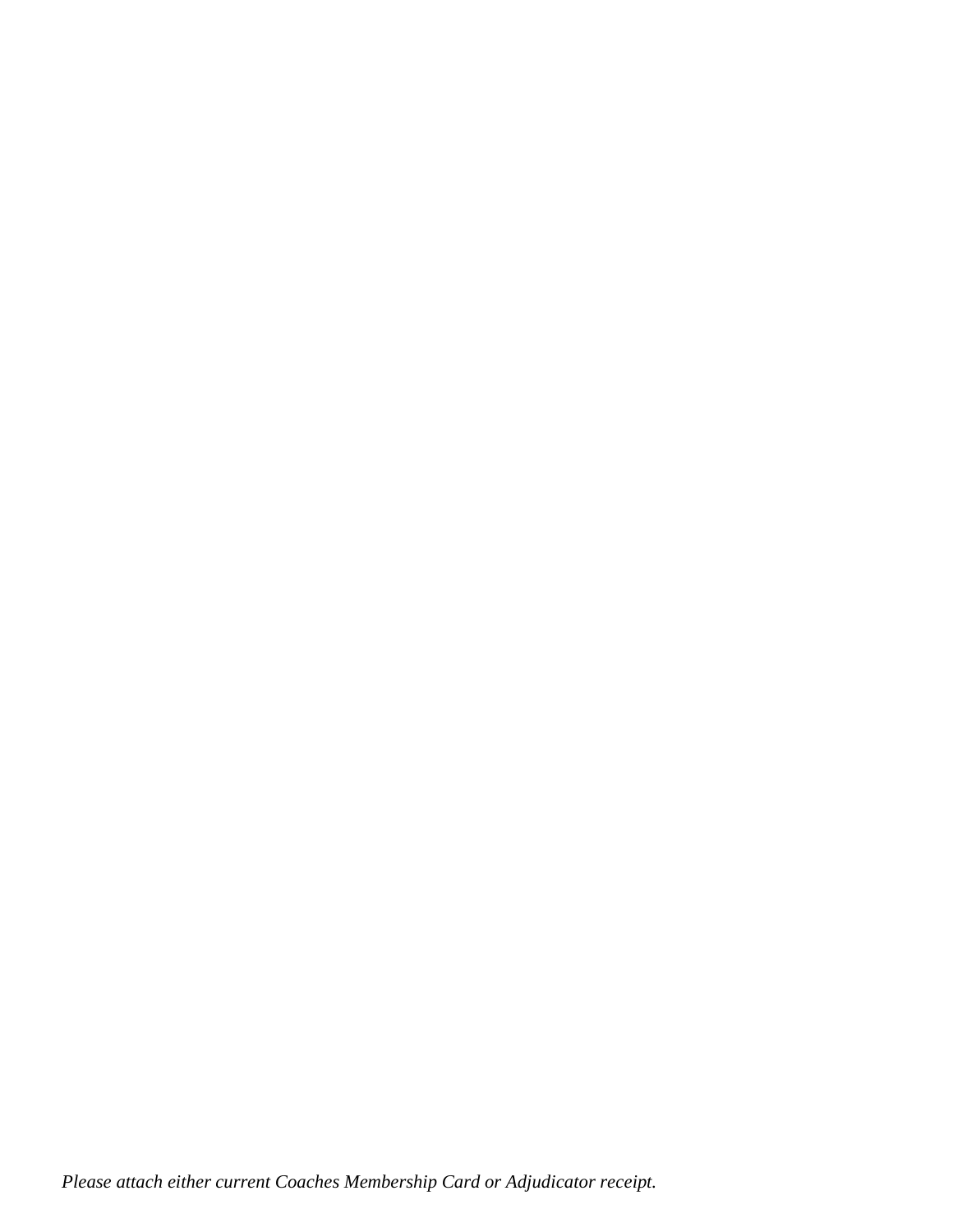*Please attach either current Coaches Membership Card or Adjudicator receipt.*